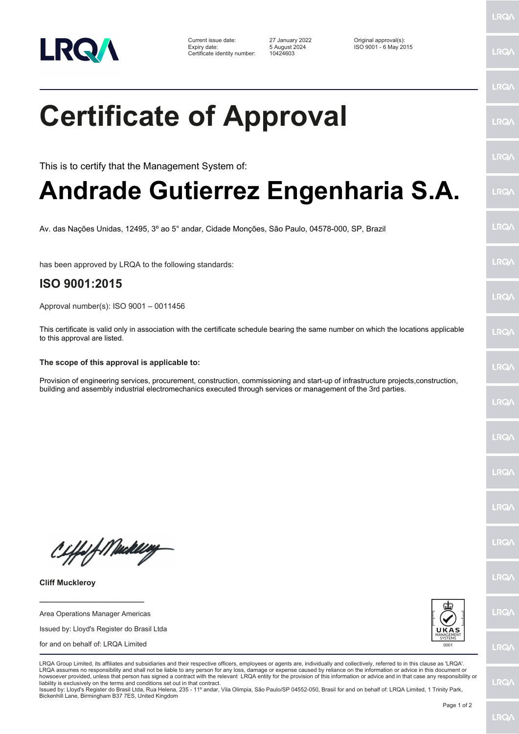| | | |
|---|---|---|
| Current issue date: | 27 January 2022 | Original approval(s): |
| Expiry date: | 5 August 2024 | ISO 9001 - 6 May 2015 |
| Certificate identity number: | 10424603 | |

# Certificate of Approval

This is to certify that the Management System of:

## Andrade Gutierrez Engenharia S.A.

Av. das Nações Unidas, 12495, 3º ao 5° andar, Cidade Monções, São Paulo, 04578-000, SP, Brazil

has been approved by LRQA to the following standards:

### ISO 9001:2015

Approval number(s): ISO 9001 – 0011456

This certificate is valid only in association with the certificate schedule bearing the same number on which the locations applicable to this approval are listed.

**The scope of this approval is applicable to:**

Provision of engineering services, procurement, construction, commissioning and start-up of infrastructure projects,construction, building and assembly industrial electromechanics executed through services or management of the 3rd parties.

**Cliff Muckleroy**

Area Operations Manager Americas

Issued by: Lloyd's Register do Brasil Ltda

for and on behalf of: LRQA Limited

UKAS MANAGEMENT SYSTEMS 0001

LRQA Group Limited, its affiliates and subsidiaries and their respective officers, employees or agents are, individually and collectively, referred to in this clause as 'LRQA'. LRQA assumes no responsibility and shall not be liable to any person for any loss, damage or expense caused by reliance on the information or advice in this document or howsoever provided, unless that person has signed a contract with the relevant LRQA entity for the provision of this information or advice and in that case any responsibility or liability is exclusively on the terms and conditions set out in that contract.
Issued by: Lloyd's Register do Brasil Ltda, Rua Helena, 235 - 11º andar, Vila Olimpia, São Paulo/SP 04552-050, Brasil for and on behalf of: LRQA Limited, 1 Trinity Park, Bickenhill Lane, Birmingham B37 7ES, United Kingdom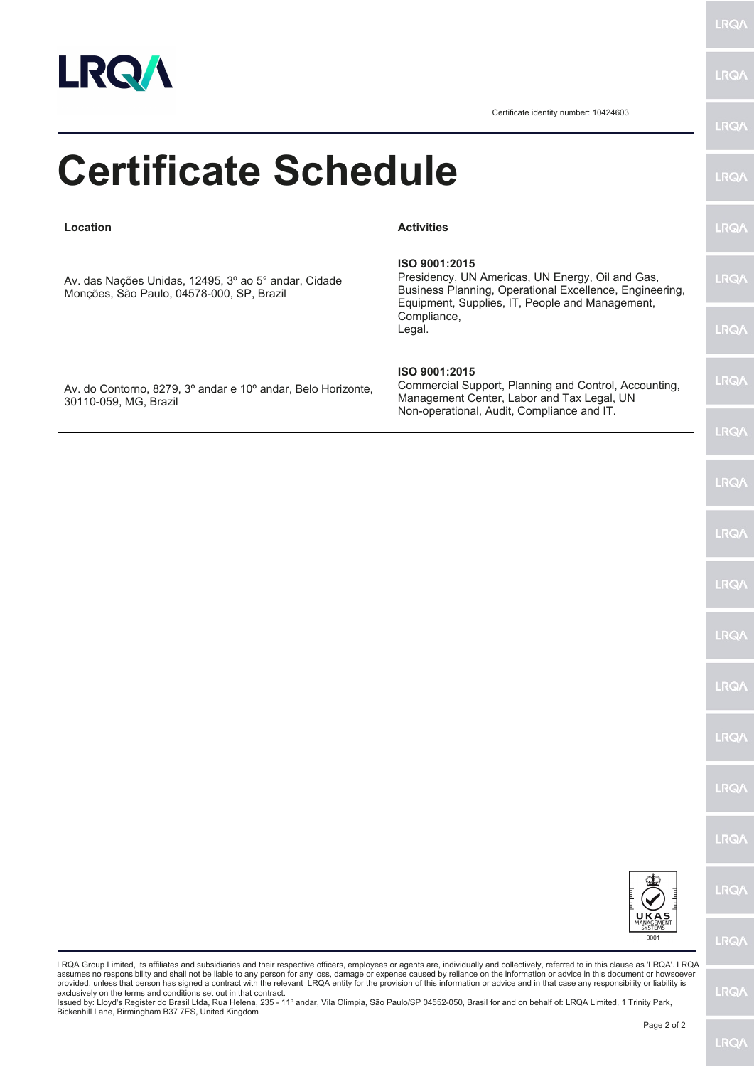LRQA

Certificate identity number: 10424603

# Certificate Schedule

| Location | Activities |
| --- | --- |
| Av. das Nações Unidas, 12495, 3º ao 5° andar, Cidade Monções, São Paulo, 04578-000, SP, Brazil | **ISO 9001:2015**<br>Presidency, UN Americas, UN Energy, Oil and Gas, Business Planning, Operational Excellence, Engineering, Equipment, Supplies, IT, People and Management, Compliance,<br>Legal. |
| Av. do Contorno, 8279, 3º andar e 10º andar, Belo Horizonte, 30110-059, MG, Brazil | **ISO 9001:2015**<br>Commercial Support, Planning and Control, Accounting, Management Center, Labor and Tax Legal, UN Non-operational, Audit, Compliance and IT. |

UKAS MANAGEMENT SYSTEMS
0001

LRQA Group Limited, its affiliates and subsidiaries and their respective officers, employees or agents are, individually and collectively, referred to in this clause as 'LRQA'. LRQA assumes no responsibility and shall not be liable to any person for any loss, damage or expense caused by reliance on the information or advice in this document or howsoever provided, unless that person has signed a contract with the relevant LRQA entity for the provision of this information or advice and in that case any responsibility or liability is exclusively on the terms and conditions set out in that contract.
Issued by: Lloyd's Register do Brasil Ltda, Rua Helena, 235 - 11º andar, Vila Olimpia, São Paulo/SP 04552-050, Brasil for and on behalf of: LRQA Limited, 1 Trinity Park, Bickenhill Lane, Birmingham B37 7ES, United Kingdom